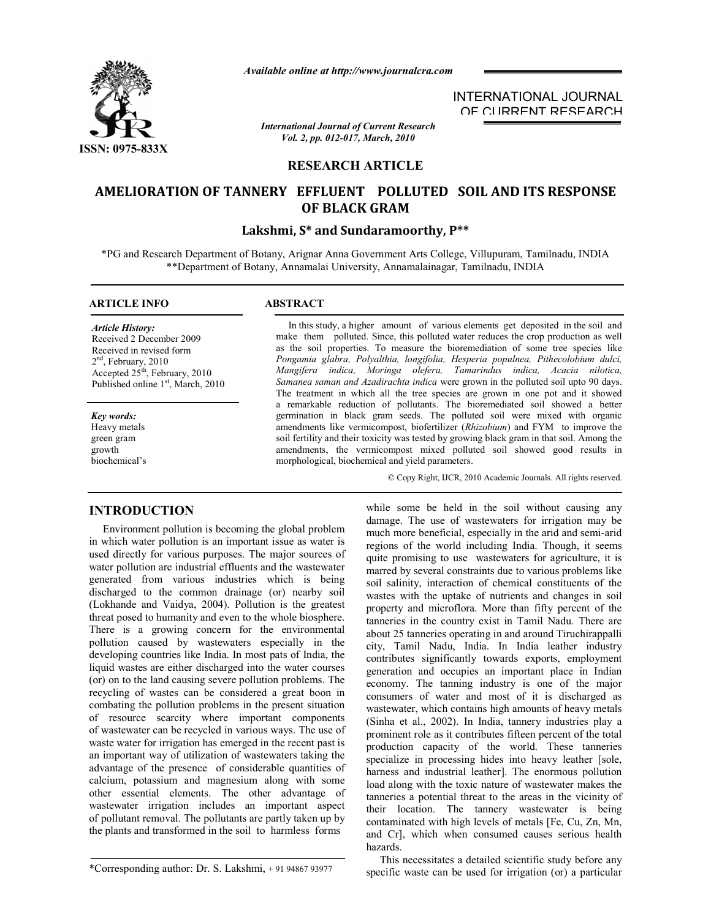*Available online at http://www.journalcra.com*

INTERNATIONAL JOURNAL OF CURRENT RESEARCH

ISSN: 0975-833X

*International Journal of Current Research*
*Vol. 2, pp. 012-017, March, 2010*

**RESEARCH ARTICLE**

# AMELIORATION OF TANNERY EFFLUENT POLLUTED SOIL AND ITS RESPONSE OF BLACK GRAM

**Lakshmi, S* and Sundaramoorthy, P****

*PG and Research Department of Botany, Arignar Anna Government Arts College, Villupuram, Tamilnadu, INDIA
**Department of Botany, Annamalai University, Annamalainagar, Tamilnadu, INDIA

## ARTICLE INFO

*Article History:*
Received 2 December 2009
Received in revised form 2nd, February, 2010
Accepted 25th, February, 2010
Published online 1st, March, 2010

*Key words:*
Heavy metals
green gram
growth
biochemical's

## ABSTRACT

In this study, a higher amount of various elements get deposited in the soil and make them polluted. Since, this polluted water reduces the crop production as well as the soil properties. To measure the bioremediation of some tree species like *Pongamia glabra, Polyalthia, longifolia, Hesperia populnea, Pithecolobium dulci, Mangifera indica, Moringa olefera, Tamarindus indica, Acacia nilotica, Samanea saman and Azadirachta indica* were grown in the polluted soil upto 90 days. The treatment in which all the tree species are grown in one pot and it showed a remarkable reduction of pollutants. The bioremediated soil showed a better germination in black gram seeds. The polluted soil were mixed with organic amendments like vermicompost, biofertilizer (*Rhizobium*) and FYM to improve the soil fertility and their toxicity was tested by growing black gram in that soil. Among the amendments, the vermicompost mixed polluted soil showed good results in morphological, biochemical and yield parameters.

© Copy Right, IJCR, 2010 Academic Journals. All rights reserved.

## INTRODUCTION

Environment pollution is becoming the global problem in which water pollution is an important issue as water is used directly for various purposes. The major sources of water pollution are industrial effluents and the wastewater generated from various industries which is being discharged to the common drainage (or) nearby soil (Lokhande and Vaidya, 2004). Pollution is the greatest threat posed to humanity and even to the whole biosphere. There is a growing concern for the environmental pollution caused by wastewaters especially in the developing countries like India. In most pats of India, the liquid wastes are either discharged into the water courses (or) on to the land causing severe pollution problems. The recycling of wastes can be considered a great boon in combating the pollution problems in the present situation of resource scarcity where important components of wastewater can be recycled in various ways. The use of waste water for irrigation has emerged in the recent past is an important way of utilization of wastewaters taking the advantage of the presence of considerable quantities of calcium, potassium and magnesium along with some other essential elements. The other advantage of wastewater irrigation includes an important aspect of pollutant removal. The pollutants are partly taken up by the plants and transformed in the soil to harmless forms while some be held in the soil without causing any damage. The use of wastewaters for irrigation may be much more beneficial, especially in the arid and semi-arid regions of the world including India. Though, it seems quite promising to use wastewaters for agriculture, it is marred by several constraints due to various problems like soil salinity, interaction of chemical constituents of the wastes with the uptake of nutrients and changes in soil property and microflora. More than fifty percent of the tanneries in the country exist in Tamil Nadu. There are about 25 tanneries operating in and around Tiruchirappalli city, Tamil Nadu, India. In India leather industry contributes significantly towards exports, employment generation and occupies an important place in Indian economy. The tanning industry is one of the major consumers of water and most of it is discharged as wastewater, which contains high amounts of heavy metals (Sinha et al., 2002). In India, tannery industries play a prominent role as it contributes fifteen percent of the total production capacity of the world. These tanneries specialize in processing hides into heavy leather [sole, harness and industrial leather]. The enormous pollution load along with the toxic nature of wastewater makes the tanneries a potential threat to the areas in the vicinity of their location. The tannery wastewater is being contaminated with high levels of metals [Fe, Cu, Zn, Mn, and Cr], which when consumed causes serious health hazards.

This necessitates a detailed scientific study before any specific waste can be used for irrigation (or) a particular

*Corresponding author: Dr. S. Lakshmi, + 91 94867 93977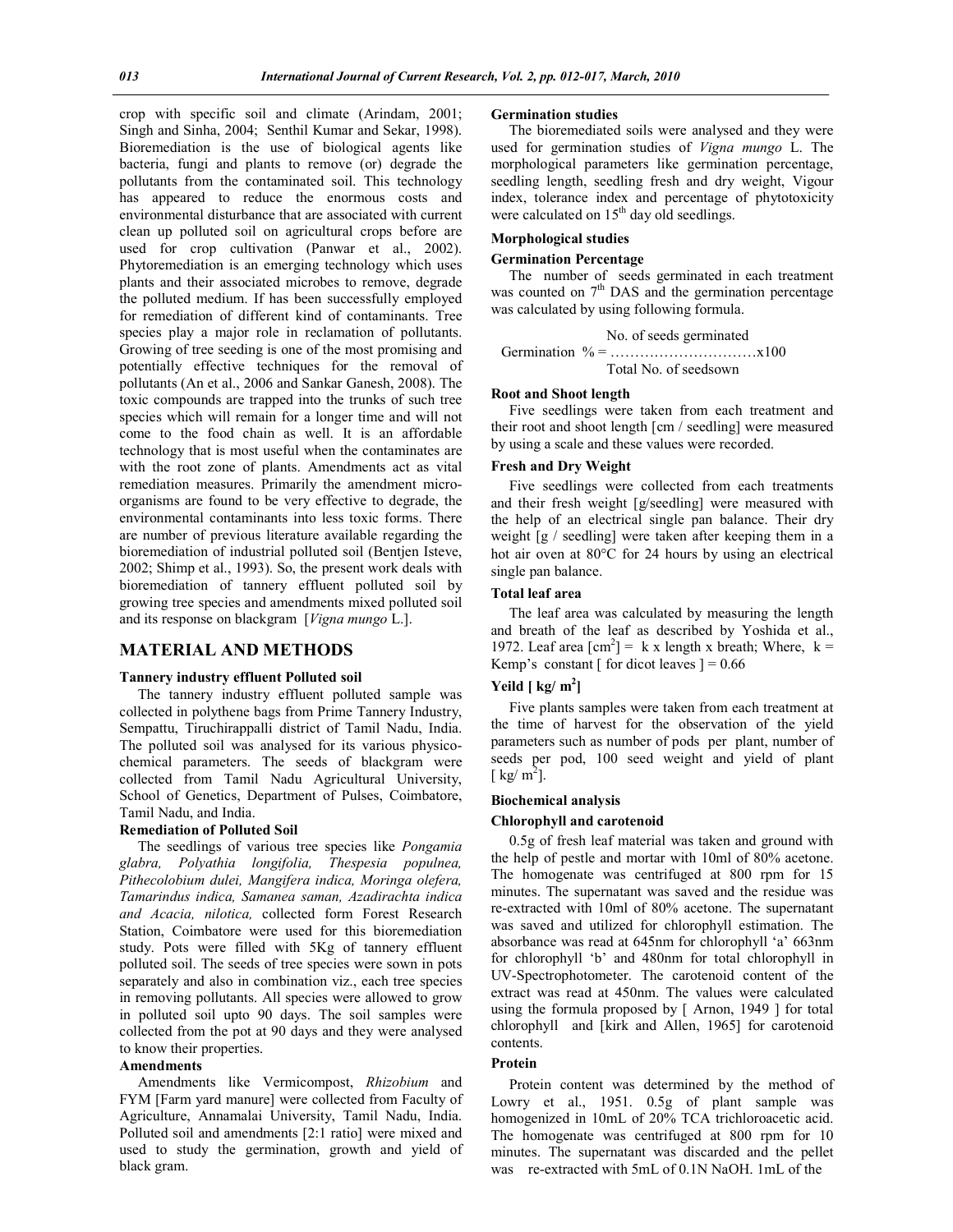crop with specific soil and climate (Arindam, 2001; Singh and Sinha, 2004; Senthil Kumar and Sekar, 1998). Bioremediation is the use of biological agents like bacteria, fungi and plants to remove (or) degrade the pollutants from the contaminated soil. This technology has appeared to reduce the enormous costs and environmental disturbance that are associated with current clean up polluted soil on agricultural crops before are used for crop cultivation (Panwar et al., 2002). Phytoremediation is an emerging technology which uses plants and their associated microbes to remove, degrade the polluted medium. If has been successfully employed for remediation of different kind of contaminants. Tree species play a major role in reclamation of pollutants. Growing of tree seeding is one of the most promising and potentially effective techniques for the removal of pollutants (An et al., 2006 and Sankar Ganesh, 2008). The toxic compounds are trapped into the trunks of such tree species which will remain for a longer time and will not come to the food chain as well. It is an affordable technology that is most useful when the contaminates are with the root zone of plants. Amendments act as vital remediation measures. Primarily the amendment micro-organisms are found to be very effective to degrade, the environmental contaminants into less toxic forms. There are number of previous literature available regarding the bioremediation of industrial polluted soil (Bentjen Isteve, 2002; Shimp et al., 1993). So, the present work deals with bioremediation of tannery effluent polluted soil by growing tree species and amendments mixed polluted soil and its response on blackgram [*Vigna mungo* L.].

## MATERIAL AND METHODS

### Tannery industry effluent Polluted soil

The tannery industry effluent polluted sample was collected in polythene bags from Prime Tannery Industry, Sempattu, Tiruchirappalli district of Tamil Nadu, India. The polluted soil was analysed for its various physico-chemical parameters. The seeds of blackgram were collected from Tamil Nadu Agricultural University, School of Genetics, Department of Pulses, Coimbatore, Tamil Nadu, and India.

### Remediation of Polluted Soil

The seedlings of various tree species like *Pongamia glabra, Polyathia longifolia, Thespesia populnea, Pithecolobium dulei, Mangifera indica, Moringa olefera, Tamarindus indica, Samanea saman, Azadirachta indica and Acacia, nilotica,* collected form Forest Research Station, Coimbatore were used for this bioremediation study. Pots were filled with 5Kg of tannery effluent polluted soil. The seeds of tree species were sown in pots separately and also in combination viz., each tree species in removing pollutants. All species were allowed to grow in polluted soil upto 90 days. The soil samples were collected from the pot at 90 days and they were analysed to know their properties.

### Amendments

Amendments like Vermicompost, *Rhizobium* and FYM [Farm yard manure] were collected from Faculty of Agriculture, Annamalai University, Tamil Nadu, India. Polluted soil and amendments [2:1 ratio] were mixed and used to study the germination, growth and yield of black gram.

### Germination studies

The bioremediated soils were analysed and they were used for germination studies of *Vigna mungo* L. The morphological parameters like germination percentage, seedling length, seedling fresh and dry weight, Vigour index, tolerance index and percentage of phytotoxicity were calculated on 15th day old seedlings.

### Morphological studies

### Germination Percentage

The number of seeds germinated in each treatment was counted on 7th DAS and the germination percentage was calculated by using following formula.

$$\text{Germination } \% = \frac{\text{No. of seeds germinated}}{\text{Total No. of seedsown}} \times 100$$

### Root and Shoot length

Five seedlings were taken from each treatment and their root and shoot length [cm / seedling] were measured by using a scale and these values were recorded.

### Fresh and Dry Weight

Five seedlings were collected from each treatments and their fresh weight [g/seedling] were measured with the help of an electrical single pan balance. Their dry weight [g / seedling] were taken after keeping them in a hot air oven at 80°C for 24 hours by using an electrical single pan balance.

### Total leaf area

The leaf area was calculated by measuring the length and breath of the leaf as described by Yoshida et al., 1972. Leaf area [$cm^2$] = k x length x breath; Where, k = Kemp's constant [ for dicot leaves ] = 0.66

### Yeild [ kg/ $m^2$]

Five plants samples were taken from each treatment at the time of harvest for the observation of the yield parameters such as number of pods per plant, number of seeds per pod, 100 seed weight and yield of plant [ kg/ $m^2$].

### Biochemical analysis

### Chlorophyll and carotenoid

0.5g of fresh leaf material was taken and ground with the help of pestle and mortar with 10ml of 80% acetone. The homogenate was centrifuged at 800 rpm for 15 minutes. The supernatant was saved and the residue was re-extracted with 10ml of 80% acetone. The supernatant was saved and utilized for chlorophyll estimation. The absorbance was read at 645nm for chlorophyll 'a' 663nm for chlorophyll 'b' and 480nm for total chlorophyll in UV-Spectrophotometer. The carotenoid content of the extract was read at 450nm. The values were calculated using the formula proposed by [ Arnon, 1949 ] for total chlorophyll and [kirk and Allen, 1965] for carotenoid contents.

### Protein

Protein content was determined by the method of Lowry et al., 1951. 0.5g of plant sample was homogenized in 10mL of 20% TCA trichloroacetic acid. The homogenate was centrifuged at 800 rpm for 10 minutes. The supernatant was discarded and the pellet was re-extracted with 5mL of 0.1N NaOH. 1mL of the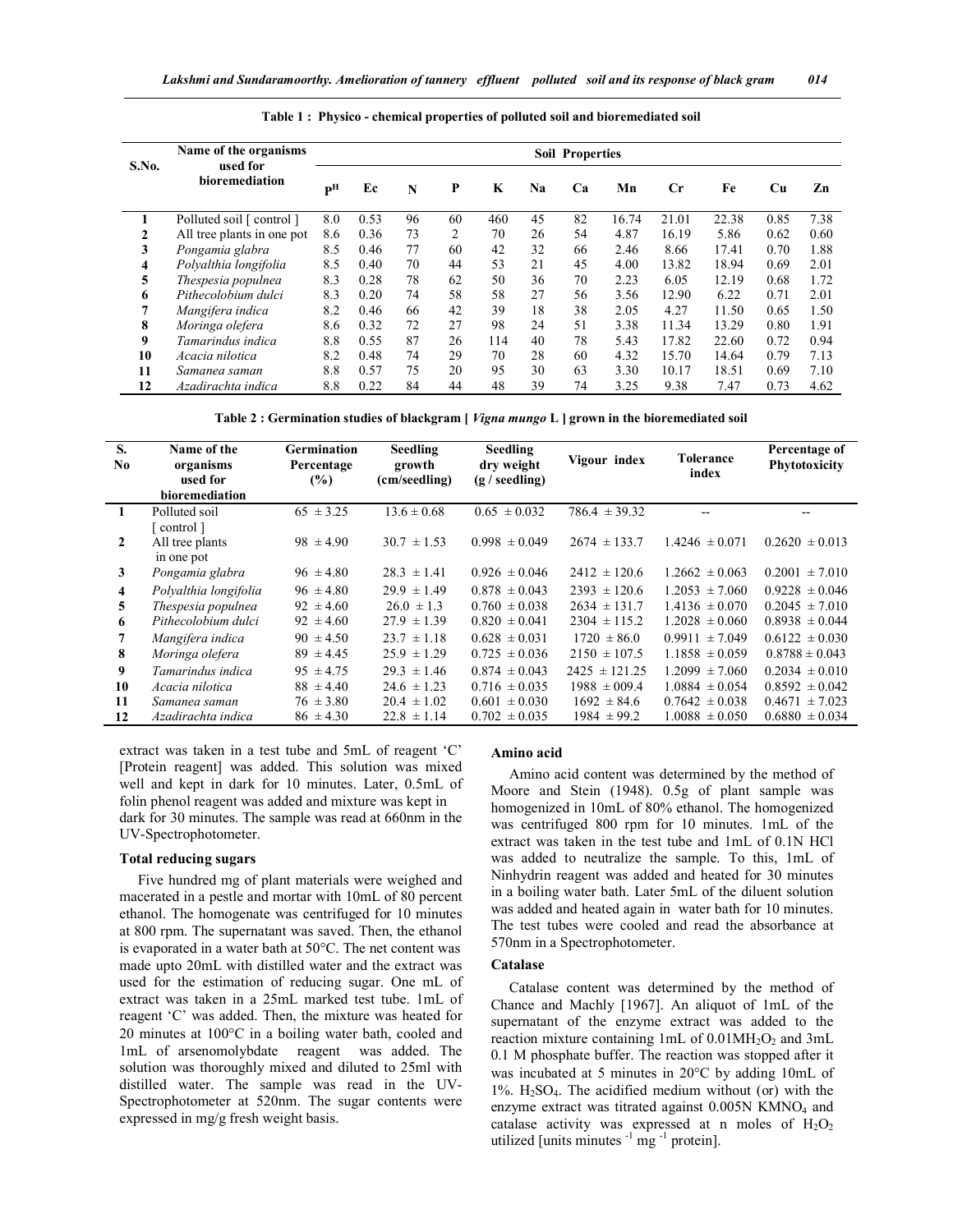**Table 1 : Physico - chemical properties of polluted soil and bioremediated soil**

| S.No. | Name of the organisms used for bioremediation | Soil Properties | | | | | | | | | | | |
|---|---|---|---|---|---|---|---|---|---|---|---|---|---|
| | | pH | Ec | N | P | K | Na | Ca | Mn | Cr | Fe | Cu | Zn |
| 1 | Polluted soil [ control ] | 8.0 | 0.53 | 96 | 60 | 460 | 45 | 82 | 16.74 | 21.01 | 22.38 | 0.85 | 7.38 |
| 2 | All tree plants in one pot | 8.6 | 0.36 | 73 | 2 | 70 | 26 | 54 | 4.87 | 16.19 | 5.86 | 0.62 | 0.60 |
| 3 | *Pongamia glabra* | 8.5 | 0.46 | 77 | 60 | 42 | 32 | 66 | 2.46 | 8.66 | 17.41 | 0.70 | 1.88 |
| 4 | *Polyalthia longifolia* | 8.5 | 0.40 | 70 | 44 | 53 | 21 | 45 | 4.00 | 13.82 | 18.94 | 0.69 | 2.01 |
| 5 | *Thespesia populnea* | 8.3 | 0.28 | 78 | 62 | 50 | 36 | 70 | 2.23 | 6.05 | 12.19 | 0.68 | 1.72 |
| 6 | *Pithecolobium dulci* | 8.3 | 0.20 | 74 | 58 | 58 | 27 | 56 | 3.56 | 12.90 | 6.22 | 0.71 | 2.01 |
| 7 | *Mangifera indica* | 8.2 | 0.46 | 66 | 42 | 39 | 18 | 38 | 2.05 | 4.27 | 11.50 | 0.65 | 1.50 |
| 8 | *Moringa olefera* | 8.6 | 0.32 | 72 | 27 | 98 | 24 | 51 | 3.38 | 11.34 | 13.29 | 0.80 | 1.91 |
| 9 | *Tamarindus indica* | 8.8 | 0.55 | 87 | 26 | 114 | 40 | 78 | 5.43 | 17.82 | 22.60 | 0.72 | 0.94 |
| 10 | *Acacia nilotica* | 8.2 | 0.48 | 74 | 29 | 70 | 28 | 60 | 4.32 | 15.70 | 14.64 | 0.79 | 7.13 |
| 11 | *Samanea saman* | 8.8 | 0.57 | 75 | 20 | 95 | 30 | 63 | 3.30 | 10.17 | 18.51 | 0.69 | 7.10 |
| 12 | *Azadirachta indica* | 8.8 | 0.22 | 84 | 44 | 48 | 39 | 74 | 3.25 | 9.38 | 7.47 | 0.73 | 4.62 |

**Table 2 : Germination studies of blackgram [ *Vigna mungo* L ] grown in the bioremediated soil**

| S. No | Name of the organisms used for bioremediation | Germination Percentage (%) | Seedling growth (cm/seedling) | Seedling dry weight (g / seedling) | Vigour index | Tolerance index | Percentage of Phytotoxicity |
|---|---|---|---|---|---|---|---|
| 1 | Polluted soil [ control ] | 65 ± 3.25 | 13.6 ± 0.68 | 0.65 ± 0.032 | 786.4 ± 39.32 | -- | -- |
| 2 | All tree plants in one pot | 98 ± 4.90 | 30.7 ± 1.53 | 0.998 ± 0.049 | 2674 ± 133.7 | 1.4246 ± 0.071 | 0.2620 ± 0.013 |
| 3 | *Pongamia glabra* | 96 ± 4.80 | 28.3 ± 1.41 | 0.926 ± 0.046 | 2412 ± 120.6 | 1.2662 ± 0.063 | 0.2001 ± 7.010 |
| 4 | *Polyalthia longifolia* | 96 ± 4.80 | 29.9 ± 1.49 | 0.878 ± 0.043 | 2393 ± 120.6 | 1.2053 ± 7.060 | 0.9228 ± 0.046 |
| 5 | *Thespesia populnea* | 92 ± 4.60 | 26.0 ± 1.3 | 0.760 ± 0.038 | 2634 ± 131.7 | 1.4136 ± 0.070 | 0.2045 ± 7.010 |
| 6 | *Pithecolobium dulci* | 92 ± 4.60 | 27.9 ± 1.39 | 0.820 ± 0.041 | 2304 ± 115.2 | 1.2028 ± 0.060 | 0.8938 ± 0.044 |
| 7 | *Mangifera indica* | 90 ± 4.50 | 23.7 ± 1.18 | 0.628 ± 0.031 | 1720 ± 86.0 | 0.9911 ± 7.049 | 0.6122 ± 0.030 |
| 8 | *Moringa olefera* | 89 ± 4.45 | 25.9 ± 1.29 | 0.725 ± 0.036 | 2150 ± 107.5 | 1.1858 ± 0.059 | 0.8788 ± 0.043 |
| 9 | *Tamarindus indica* | 95 ± 4.75 | 29.3 ± 1.46 | 0.874 ± 0.043 | 2425 ± 121.25 | 1.2099 ± 7.060 | 0.2034 ± 0.010 |
| 10 | *Acacia nilotica* | 88 ± 4.40 | 24.6 ± 1.23 | 0.716 ± 0.035 | 1988 ± 009.4 | 1.0884 ± 0.054 | 0.8592 ± 0.042 |
| 11 | *Samanea saman* | 76 ± 3.80 | 20.4 ± 1.02 | 0.601 ± 0.030 | 1692 ± 84.6 | 0.7642 ± 0.038 | 0.4671 ± 7.023 |
| 12 | *Azadirachta indica* | 86 ± 4.30 | 22.8 ± 1.14 | 0.702 ± 0.035 | 1984 ± 99.2 | 1.0088 ± 0.050 | 0.6880 ± 0.034 |

extract was taken in a test tube and 5mL of reagent 'C' [Protein reagent] was added. This solution was mixed well and kept in dark for 10 minutes. Later, 0.5mL of folin phenol reagent was added and mixture was kept in dark for 30 minutes. The sample was read at 660nm in the UV-Spectrophotometer.

**Total reducing sugars**

Five hundred mg of plant materials were weighed and macerated in a pestle and mortar with 10mL of 80 percent ethanol. The homogenate was centrifuged for 10 minutes at 800 rpm. The supernatant was saved. Then, the ethanol is evaporated in a water bath at 50°C. The net content was made upto 20mL with distilled water and the extract was used for the estimation of reducing sugar. One mL of extract was taken in a 25mL marked test tube. 1mL of reagent 'C' was added. Then, the mixture was heated for 20 minutes at 100°C in a boiling water bath, cooled and 1mL of arsenomolybdate reagent was added. The solution was thoroughly mixed and diluted to 25ml with distilled water. The sample was read in the UV-Spectrophotometer at 520nm. The sugar contents were expressed in mg/g fresh weight basis.

**Amino acid**

Amino acid content was determined by the method of Moore and Stein (1948). 0.5g of plant sample was homogenized in 10mL of 80% ethanol. The homogenized was centrifuged 800 rpm for 10 minutes. 1mL of the extract was taken in the test tube and 1mL of 0.1N HCl was added to neutralize the sample. To this, 1mL of Ninhydrin reagent was added and heated for 30 minutes in a boiling water bath. Later 5mL of the diluent solution was added and heated again in water bath for 10 minutes. The test tubes were cooled and read the absorbance at 570nm in a Spectrophotometer.

**Catalase**

Catalase content was determined by the method of Chance and Machly [1967]. An aliquot of 1mL of the supernatant of the enzyme extract was added to the reaction mixture containing 1mL of 0.01M$H_2O_2$ and 3mL 0.1 M phosphate buffer. The reaction was stopped after it was incubated at 5 minutes in 20°C by adding 10mL of 1%. $H_2SO_4$. The acidified medium without (or) with the enzyme extract was titrated against 0.005N $KMNO_4$ and catalase activity was expressed at n moles of $H_2O_2$ utilized [units minutes $^{-1}$ mg $^{-1}$ protein].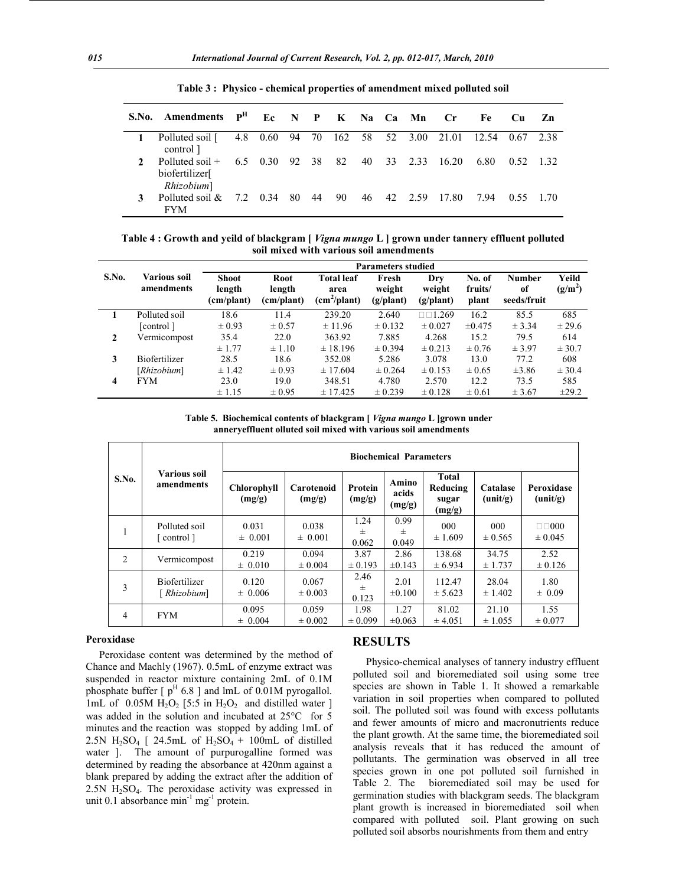**Table 3 : Physico - chemical properties of amendment mixed polluted soil**

| S.No. | Amendments | $p^H$ | Ec | N | P | K | Na | Ca | Mn | Cr | Fe | Cu | Zn |
|---|---|---|---|---|---|---|---|---|---|---|---|---|---|
| 1 | Polluted soil [ control ] | 4.8 | 0.60 | 94 | 70 | 162 | 58 | 52 | 3.00 | 21.01 | 12.54 | 0.67 | 2.38 |
| 2 | Polluted soil + biofertilizer[ *Rhizobium*] | 6.5 | 0.30 | 92 | 38 | 82 | 40 | 33 | 2.33 | 16.20 | 6.80 | 0.52 | 1.32 |
| 3 | Polluted soil & FYM | 7.2 | 0.34 | 80 | 44 | 90 | 46 | 42 | 2.59 | 17.80 | 7.94 | 0.55 | 1.70 |

**Table 4 : Growth and yeild of blackgram [ *Vigna mungo* L ] grown under tannery effluent polluted soil mixed with various soil amendments**

| S.No. | Various soil amendments | Parameters studied | | | | | | | |
|---|---|---|---|---|---|---|---|---|---|
| | | Shoot length (cm/plant) | Root length (cm/plant) | Total leaf area ($cm^2$/plant) | Fresh weight (g/plant) | Dry weight (g/plant) | No. of fruits/ plant | Number of seeds/fruit | Yeild ($g/m^2$) |
| 1 | Polluted soil [control ] | 18.6 ± 0.93 | 11.4 ± 0.57 | 239.20 ± 11.96 | 2.640 ± 0.132 | 1.269 ± 0.027 | 16.2 ±0.475 | 85.5 ± 3.34 | 685 ± 29.6 |
| 2 | Vermicompost | 35.4 ± 1.77 | 22.0 ± 1.10 | 363.92 ± 18.196 | 7.885 ± 0.394 | 4.268 ± 0.213 | 15.2 ± 0.76 | 79.5 ± 3.97 | 614 ± 30.7 |
| 3 | Biofertilizer [*Rhizobium*] | 28.5 ± 1.42 | 18.6 ± 0.93 | 352.08 ± 17.604 | 5.286 ± 0.264 | 3.078 ± 0.153 | 13.0 ± 0.65 | 77.2 ±3.86 | 608 ± 30.4 |
| 4 | FYM | 23.0 ± 1.15 | 19.0 ± 0.95 | 348.51 ± 17.425 | 4.780 ± 0.239 | 2.570 ± 0.128 | 12.2 ± 0.61 | 73.5 ± 3.67 | 585 ±29.2 |

**Table 5. Biochemical contents of blackgram [ *Vigna mungo* L ]grown under anneryeffluent olluted soil mixed with various soil amendments**

| S.No. | Various soil amendments | Biochemical Parameters | | | | | | |
|---|---|---|---|---|---|---|---|---|
| | | Chlorophyll (mg/g) | Carotenoid (mg/g) | Protein (mg/g) | Amino acids (mg/g) | Total Reducing sugar (mg/g) | Catalase (unit/g) | Peroxidase (unit/g) |
| 1 | Polluted soil [ control ] | 0.031 ± 0.001 | 0.038 ± 0.001 | 1.24 ± 0.062 | 0.99 ± 0.049 | 000 ± 1.609 | 000 ± 0.565 | 000 ± 0.045 |
| 2 | Vermicompost | 0.219 ± 0.010 | 0.094 ± 0.004 | 3.87 ± 0.193 | 2.86 ±0.143 | 138.68 ± 6.934 | 34.75 ± 1.737 | 2.52 ± 0.126 |
| 3 | Biofertilizer [ *Rhizobium*] | 0.120 ± 0.006 | 0.067 ± 0.003 | 2.46 ± 0.123 | 2.01 ±0.100 | 112.47 ± 5.623 | 28.04 ± 1.402 | 1.80 ± 0.09 |
| 4 | FYM | 0.095 ± 0.004 | 0.059 ± 0.002 | 1.98 ± 0.099 | 1.27 ±0.063 | 81.02 ± 4.051 | 21.10 ± 1.055 | 1.55 ± 0.077 |

### Peroxidase

Peroxidase content was determined by the method of Chance and Machly (1967). 0.5mL of enzyme extract was suspended in reactor mixture containing 2mL of 0.1M phosphate buffer [ $p^H$ 6.8 ] and lmL of 0.01M pyrogallol. 1mL of 0.05M $H_2O_2$ [5:5 in $H_2O_2$ and distilled water ] was added in the solution and incubated at 25°C for 5 minutes and the reaction was stopped by adding 1mL of 2.5N $H_2SO_4$ [ 24.5mL of $H_2SO_4$ + 100mL of distilled water ]. The amount of purpurogalline formed was determined by reading the absorbance at 420nm against a blank prepared by adding the extract after the addition of 2.5N $H_2SO_4$. The peroxidase activity was expressed in unit 0.1 absorbance $min^{-1}$ $mg^{-1}$ protein.

## RESULTS

Physico-chemical analyses of tannery industry effluent polluted soil and bioremediated soil using some tree species are shown in Table 1. It showed a remarkable variation in soil properties when compared to polluted soil. The polluted soil was found with excess pollutants and fewer amounts of micro and macronutrients reduce the plant growth. At the same time, the bioremediated soil analysis reveals that it has reduced the amount of pollutants. The germination was observed in all tree species grown in one pot polluted soil furnished in Table 2. The bioremediated soil may be used for germination studies with blackgram seeds. The blackgram plant growth is increased in bioremediated soil when compared with polluted soil. Plant growing on such polluted soil absorbs nourishments from them and entry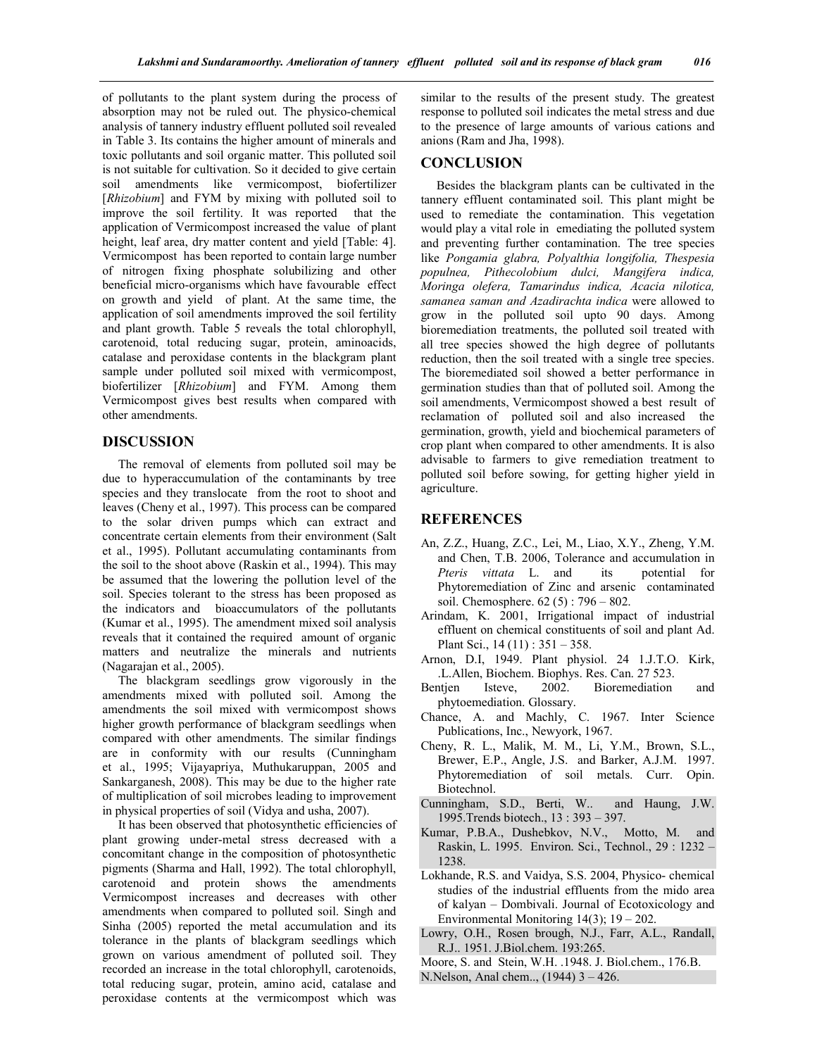of pollutants to the plant system during the process of absorption may not be ruled out. The physico-chemical analysis of tannery industry effluent polluted soil revealed in Table 3. Its contains the higher amount of minerals and toxic pollutants and soil organic matter. This polluted soil is not suitable for cultivation. So it decided to give certain soil amendments like vermicompost, biofertilizer [*Rhizobium*] and FYM by mixing with polluted soil to improve the soil fertility. It was reported that the application of Vermicompost increased the value of plant height, leaf area, dry matter content and yield [Table: 4]. Vermicompost has been reported to contain large number of nitrogen fixing phosphate solubilizing and other beneficial micro-organisms which have favourable effect on growth and yield of plant. At the same time, the application of soil amendments improved the soil fertility and plant growth. Table 5 reveals the total chlorophyll, carotenoid, total reducing sugar, protein, aminoacids, catalase and peroxidase contents in the blackgram plant sample under polluted soil mixed with vermicompost, biofertilizer [*Rhizobium*] and FYM. Among them Vermicompost gives best results when compared with other amendments.

## DISCUSSION

The removal of elements from polluted soil may be due to hyperaccumulation of the contaminants by tree species and they translocate from the root to shoot and leaves (Cheny et al., 1997). This process can be compared to the solar driven pumps which can extract and concentrate certain elements from their environment (Salt et al., 1995). Pollutant accumulating contaminants from the soil to the shoot above (Raskin et al., 1994). This may be assumed that the lowering the pollution level of the soil. Species tolerant to the stress has been proposed as the indicators and bioaccumulators of the pollutants (Kumar et al., 1995). The amendment mixed soil analysis reveals that it contained the required amount of organic matters and neutralize the minerals and nutrients (Nagarajan et al., 2005).

The blackgram seedlings grow vigorously in the amendments mixed with polluted soil. Among the amendments the soil mixed with vermicompost shows higher growth performance of blackgram seedlings when compared with other amendments. The similar findings are in conformity with our results (Cunningham et al., 1995; Vijayapriya, Muthukaruppan, 2005 and Sankarganesh, 2008). This may be due to the higher rate of multiplication of soil microbes leading to improvement in physical properties of soil (Vidya and usha, 2007).

It has been observed that photosynthetic efficiencies of plant growing under-metal stress decreased with a concomitant change in the composition of photosynthetic pigments (Sharma and Hall, 1992). The total chlorophyll, carotenoid and protein shows the amendments Vermicompost increases and decreases with other amendments when compared to polluted soil. Singh and Sinha (2005) reported the metal accumulation and its tolerance in the plants of blackgram seedlings which grown on various amendment of polluted soil. They recorded an increase in the total chlorophyll, carotenoids, total reducing sugar, protein, amino acid, catalase and peroxidase contents at the vermicompost which was similar to the results of the present study. The greatest response to polluted soil indicates the metal stress and due to the presence of large amounts of various cations and anions (Ram and Jha, 1998).

## CONCLUSION

Besides the blackgram plants can be cultivated in the tannery effluent contaminated soil. This plant might be used to remediate the contamination. This vegetation would play a vital role in emediating the polluted system and preventing further contamination. The tree species like *Pongamia glabra, Polyalthia longifolia, Thespesia populnea, Pithecolobium dulci, Mangifera indica, Moringa olefera, Tamarindus indica, Acacia nilotica, samanea saman and Azadirachta indica* were allowed to grow in the polluted soil upto 90 days. Among bioremediation treatments, the polluted soil treated with all tree species showed the high degree of pollutants reduction, then the soil treated with a single tree species. The bioremediated soil showed a better performance in germination studies than that of polluted soil. Among the soil amendments, Vermicompost showed a best result of reclamation of polluted soil and also increased the germination, growth, yield and biochemical parameters of crop plant when compared to other amendments. It is also advisable to farmers to give remediation treatment to polluted soil before sowing, for getting higher yield in agriculture.

## REFERENCES

An, Z.Z., Huang, Z.C., Lei, M., Liao, X.Y., Zheng, Y.M. and Chen, T.B. 2006, Tolerance and accumulation in *Pteris vittata* L. and its potential for Phytoremediation of Zinc and arsenic contaminated soil. Chemosphere. 62 (5) : 796 – 802.

Arindam, K. 2001, Irrigational impact of industrial effluent on chemical constituents of soil and plant Ad. Plant Sci., 14 (11) : 351 – 358.

Arnon, D.I, 1949. Plant physiol. 24 1.J.T.O. Kirk, .L.Allen, Biochem. Biophys. Res. Can. 27 523.

Bentjen Isteve, 2002. Bioremediation and phytoemediation. Glossary.

Chance, A. and Machly, C. 1967. Inter Science Publications, Inc., Newyork, 1967.

Cheny, R. L., Malik, M. M., Li, Y.M., Brown, S.L., Brewer, E.P., Angle, J.S. and Barker, A.J.M. 1997. Phytoremediation of soil metals. Curr. Opin. Biotechnol.

Cunningham, S.D., Berti, W.. and Haung, J.W. 1995.Trends biotech., 13 : 393 – 397.

Kumar, P.B.A., Dushebkov, N.V., Motto, M. and Raskin, L. 1995. Environ. Sci., Technol., 29 : 1232 – 1238.

Lokhande, R.S. and Vaidya, S.S. 2004, Physico- chemical studies of the industrial effluents from the mido area of kalyan – Dombivali. Journal of Ecotoxicology and Environmental Monitoring 14(3); 19 – 202.

Lowry, O.H., Rosen brough, N.J., Farr, A.L., Randall, R.J.. 1951. J.Biol.chem. 193:265.

Moore, S. and Stein, W.H. .1948. J. Biol.chem., 176.B.

N.Nelson, Anal chem.., (1944) 3 – 426.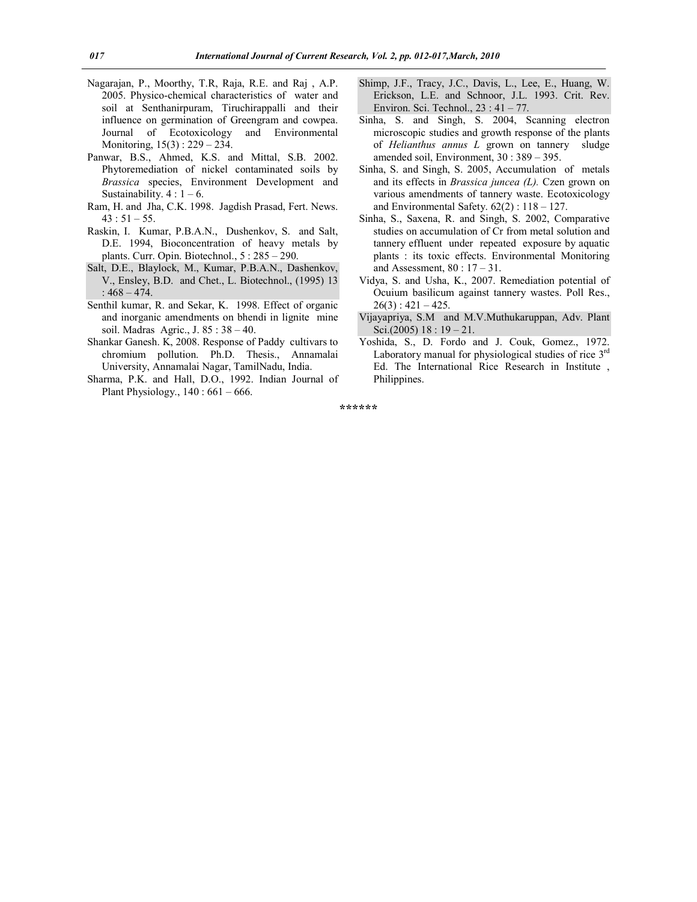Nagarajan, P., Moorthy, T.R, Raja, R.E. and Raj , A.P. 2005. Physico-chemical characteristics of water and soil at Senthanirpuram, Tiruchirappalli and their influence on germination of Greengram and cowpea. Journal of Ecotoxicology and Environmental Monitoring, 15(3) : 229 – 234.

Panwar, B.S., Ahmed, K.S. and Mittal, S.B. 2002. Phytoremediation of nickel contaminated soils by *Brassica* species, Environment Development and Sustainability. 4 : 1 – 6.

Ram, H. and Jha, C.K. 1998. Jagdish Prasad, Fert. News. 43 : 51 – 55.

Raskin, I. Kumar, P.B.A.N., Dushenkov, S. and Salt, D.E. 1994, Bioconcentration of heavy metals by plants. Curr. Opin. Biotechnol., 5 : 285 – 290.

Salt, D.E., Blaylock, M., Kumar, P.B.A.N., Dashenkov, V., Ensley, B.D. and Chet., L. Biotechnol., (1995) 13 : 468 – 474.

Senthil kumar, R. and Sekar, K. 1998. Effect of organic and inorganic amendments on bhendi in lignite mine soil. Madras Agric., J. 85 : 38 – 40.

Shankar Ganesh. K, 2008. Response of Paddy cultivars to chromium pollution. Ph.D. Thesis., Annamalai University, Annamalai Nagar, TamilNadu, India.

Sharma, P.K. and Hall, D.O., 1992. Indian Journal of Plant Physiology., 140 : 661 – 666.

Shimp, J.F., Tracy, J.C., Davis, L., Lee, E., Huang, W. Erickson, L.E. and Schnoor, J.L. 1993. Crit. Rev. Environ. Sci. Technol., 23 : 41 – 77.

Sinha, S. and Singh, S. 2004, Scanning electron microscopic studies and growth response of the plants of *Helianthus annus L* grown on tannery sludge amended soil, Environment, 30 : 389 – 395.

Sinha, S. and Singh, S. 2005, Accumulation of metals and its effects in *Brassica juncea (L).* Czen grown on various amendments of tannery waste. Ecotoxicology and Environmental Safety. 62(2) : 118 – 127.

Sinha, S., Saxena, R. and Singh, S. 2002, Comparative studies on accumulation of Cr from metal solution and tannery effluent under repeated exposure by aquatic plants : its toxic effects. Environmental Monitoring and Assessment, 80 : 17 – 31.

Vidya, S. and Usha, K., 2007. Remediation potential of Ocuium basilicum against tannery wastes. Poll Res., 26(3) : 421 – 425.

Vijayapriya, S.M and M.V.Muthukaruppan, Adv. Plant Sci.(2005) 18 : 19 – 21.

Yoshida, S., D. Fordo and J. Couk, Gomez., 1972. Laboratory manual for physiological studies of rice 3rd Ed. The International Rice Research in Institute , Philippines.

******